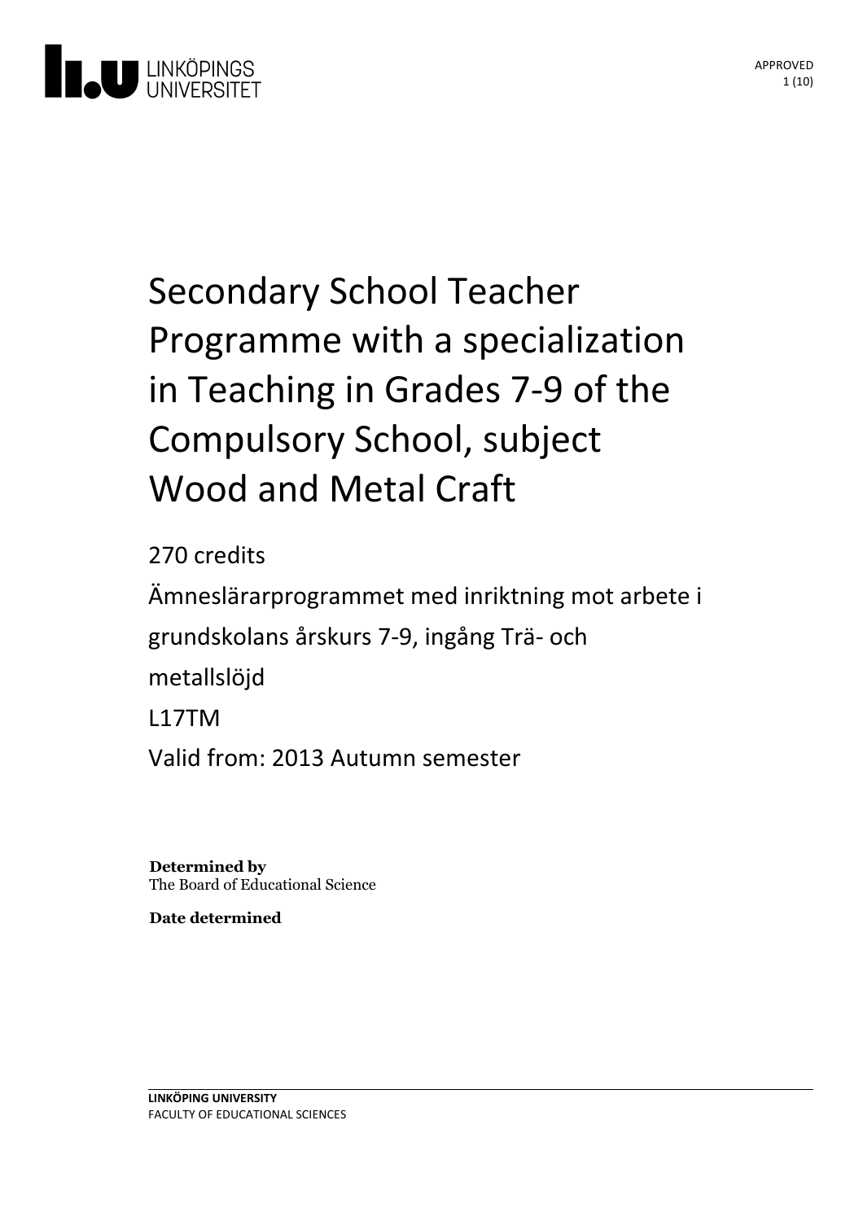# Secondary School Teacher Programme with a specialization in Teaching in Grades 7-9 of the Compulsory School, subject Wood and Metal Craft

270 credits

Ämneslärarprogrammet med inriktning mot arbete i grundskolans årskurs 7-9, ingång Trä- och metallslöjd

L17TM

Valid from: 2013 Autumn semester

**Determined by**
The Board of Educational Science

**Date determined**

**LINKÖPING UNIVERSITY**
FACULTY OF EDUCATIONAL SCIENCES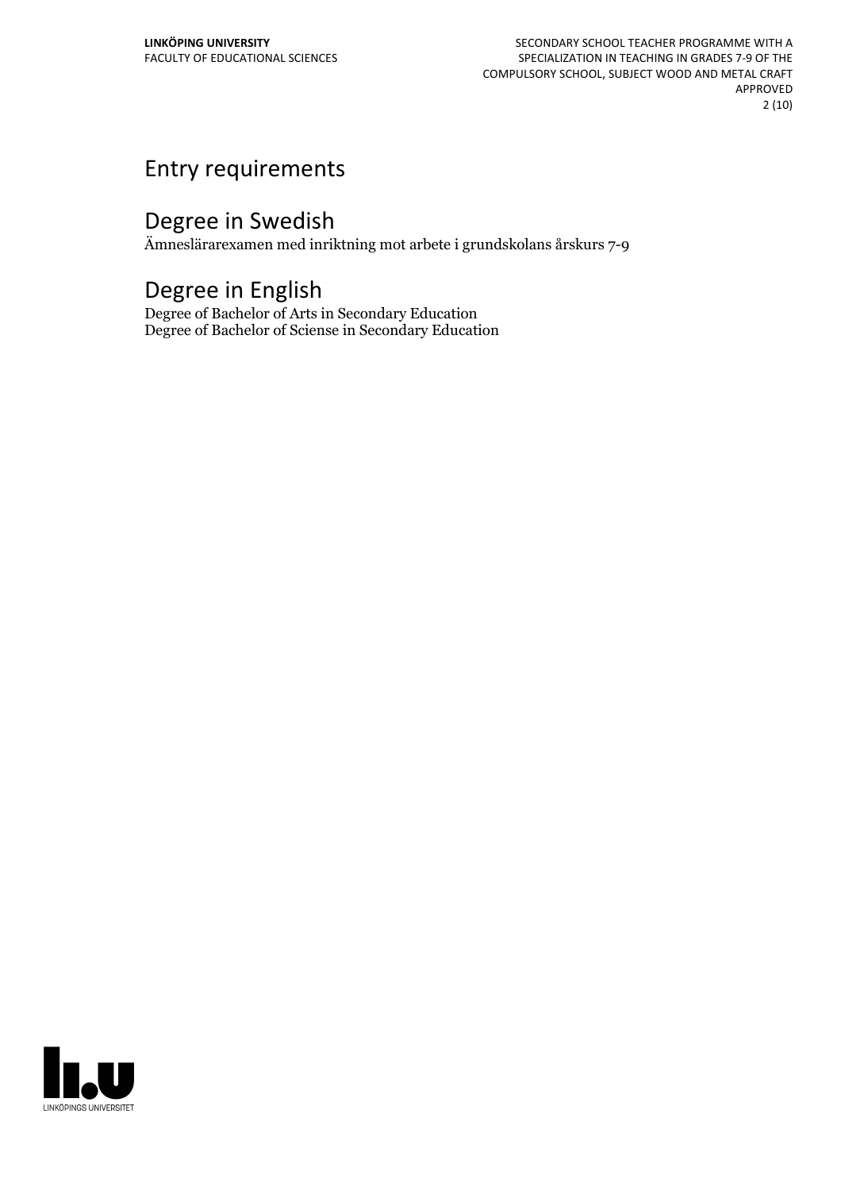## Entry requirements

## Degree in Swedish

Ämneslärarexamen med inriktning mot arbete i grundskolans årskurs 7-9

## Degree in English

Degree of Bachelor of Arts in Secondary Education
Degree of Bachelor of Sciense in Secondary Education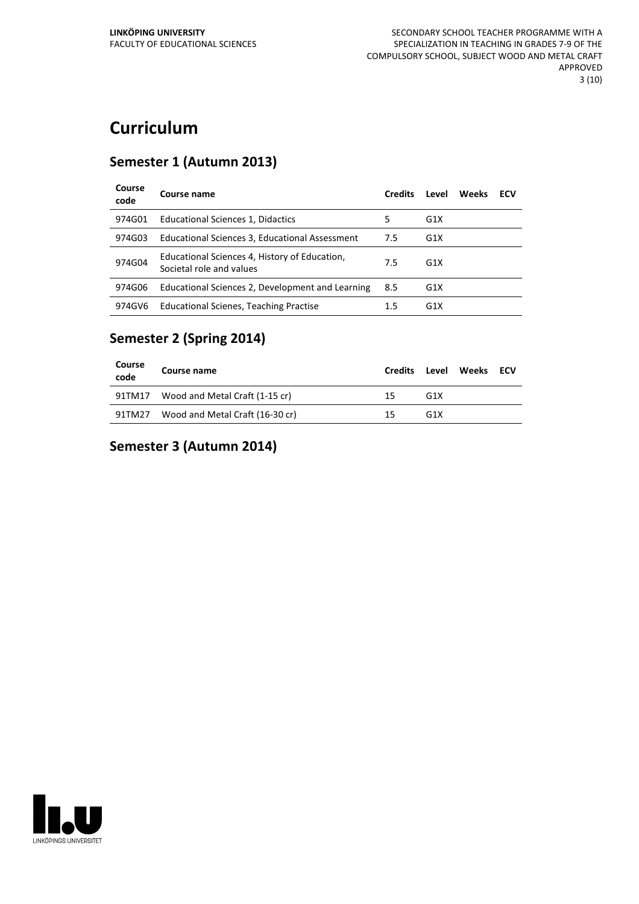# Curriculum

## Semester 1 (Autumn 2013)

| Course code | Course name | Credits | Level | Weeks | ECV |
|---|---|---|---|---|---|
| 974G01 | Educational Sciences 1, Didactics | 5 | G1X | | |
| 974G03 | Educational Sciences 3, Educational Assessment | 7.5 | G1X | | |
| 974G04 | Educational Sciences 4, History of Education, Societal role and values | 7.5 | G1X | | |
| 974G06 | Educational Sciences 2, Development and Learning | 8.5 | G1X | | |
| 974GV6 | Educational Scienes, Teaching Practise | 1.5 | G1X | | |

## Semester 2 (Spring 2014)

| Course code | Course name | Credits | Level | Weeks | ECV |
|---|---|---|---|---|---|
| 91TM17 | Wood and Metal Craft (1-15 cr) | 15 | G1X | | |
| 91TM27 | Wood and Metal Craft (16-30 cr) | 15 | G1X | | |

## Semester 3 (Autumn 2014)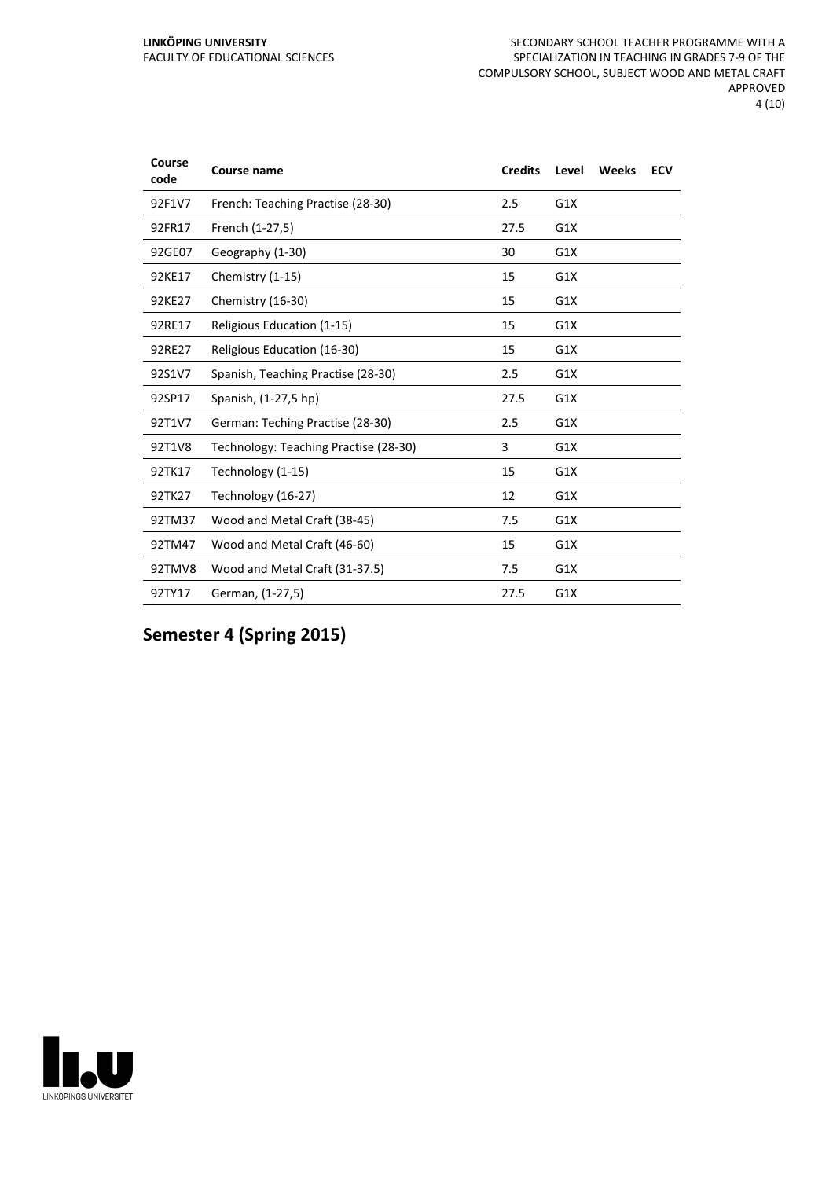| Course code | Course name | Credits | Level | Weeks | ECV |
|---|---|---|---|---|---|
| 92F1V7 | French: Teaching Practise (28-30) | 2.5 | G1X | | |
| 92FR17 | French (1-27,5) | 27.5 | G1X | | |
| 92GE07 | Geography (1-30) | 30 | G1X | | |
| 92KE17 | Chemistry (1-15) | 15 | G1X | | |
| 92KE27 | Chemistry (16-30) | 15 | G1X | | |
| 92RE17 | Religious Education (1-15) | 15 | G1X | | |
| 92RE27 | Religious Education (16-30) | 15 | G1X | | |
| 92S1V7 | Spanish, Teaching Practise (28-30) | 2.5 | G1X | | |
| 92SP17 | Spanish, (1-27,5 hp) | 27.5 | G1X | | |
| 92T1V7 | German: Teching Practise (28-30) | 2.5 | G1X | | |
| 92T1V8 | Technology: Teaching Practise (28-30) | 3 | G1X | | |
| 92TK17 | Technology (1-15) | 15 | G1X | | |
| 92TK27 | Technology (16-27) | 12 | G1X | | |
| 92TM37 | Wood and Metal Craft (38-45) | 7.5 | G1X | | |
| 92TM47 | Wood and Metal Craft (46-60) | 15 | G1X | | |
| 92TMV8 | Wood and Metal Craft (31-37.5) | 7.5 | G1X | | |
| 92TY17 | German, (1-27,5) | 27.5 | G1X | | |

## Semester 4 (Spring 2015)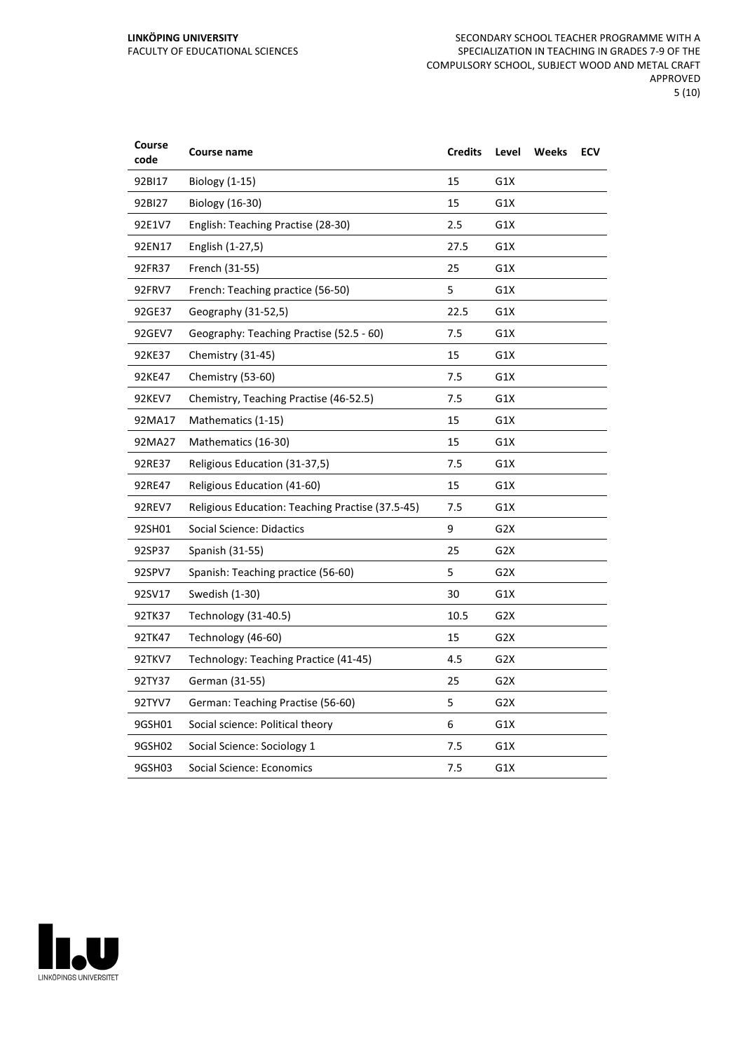| Course code | Course name | Credits | Level | Weeks | ECV |
|---|---|---|---|---|---|
| 92BI17 | Biology (1-15) | 15 | G1X | | |
| 92BI27 | Biology (16-30) | 15 | G1X | | |
| 92E1V7 | English: Teaching Practise (28-30) | 2.5 | G1X | | |
| 92EN17 | English (1-27,5) | 27.5 | G1X | | |
| 92FR37 | French (31-55) | 25 | G1X | | |
| 92FRV7 | French: Teaching practice (56-50) | 5 | G1X | | |
| 92GE37 | Geography (31-52,5) | 22.5 | G1X | | |
| 92GEV7 | Geography: Teaching Practise (52.5 - 60) | 7.5 | G1X | | |
| 92KE37 | Chemistry (31-45) | 15 | G1X | | |
| 92KE47 | Chemistry (53-60) | 7.5 | G1X | | |
| 92KEV7 | Chemistry, Teaching Practise (46-52.5) | 7.5 | G1X | | |
| 92MA17 | Mathematics (1-15) | 15 | G1X | | |
| 92MA27 | Mathematics (16-30) | 15 | G1X | | |
| 92RE37 | Religious Education (31-37,5) | 7.5 | G1X | | |
| 92RE47 | Religious Education (41-60) | 15 | G1X | | |
| 92REV7 | Religious Education: Teaching Practise (37.5-45) | 7.5 | G1X | | |
| 92SH01 | Social Science: Didactics | 9 | G2X | | |
| 92SP37 | Spanish (31-55) | 25 | G2X | | |
| 92SPV7 | Spanish: Teaching practice (56-60) | 5 | G2X | | |
| 92SV17 | Swedish (1-30) | 30 | G1X | | |
| 92TK37 | Technology (31-40.5) | 10.5 | G2X | | |
| 92TK47 | Technology (46-60) | 15 | G2X | | |
| 92TKV7 | Technology: Teaching Practice (41-45) | 4.5 | G2X | | |
| 92TY37 | German (31-55) | 25 | G2X | | |
| 92TYV7 | German: Teaching Practise (56-60) | 5 | G2X | | |
| 9GSH01 | Social science: Political theory | 6 | G1X | | |
| 9GSH02 | Social Science: Sociology 1 | 7.5 | G1X | | |
| 9GSH03 | Social Science: Economics | 7.5 | G1X | | |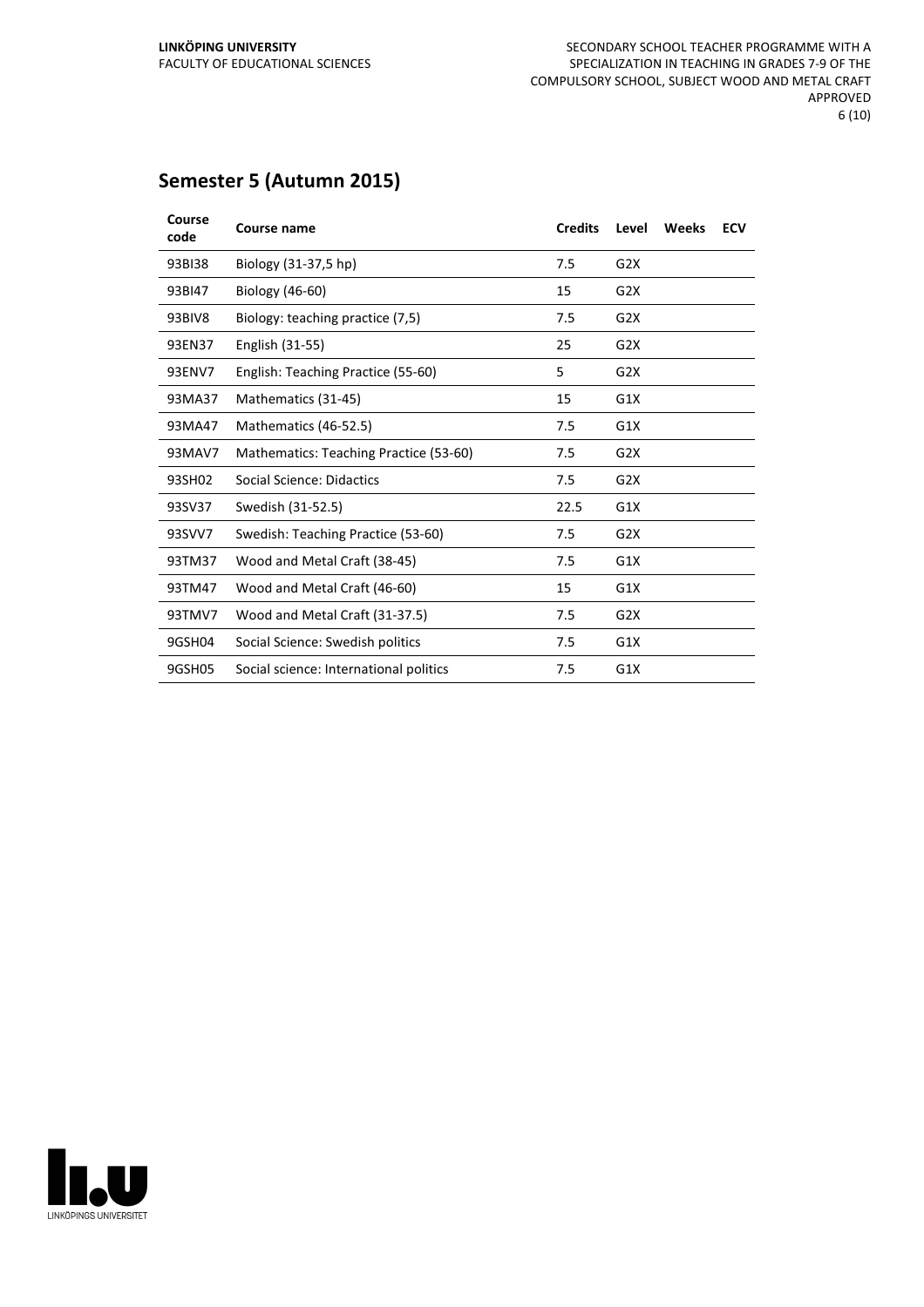## Semester 5 (Autumn 2015)

| Course code | Course name | Credits | Level | Weeks | ECV |
|---|---|---|---|---|---|
| 93BI38 | Biology (31-37,5 hp) | 7.5 | G2X | | |
| 93BI47 | Biology (46-60) | 15 | G2X | | |
| 93BIV8 | Biology: teaching practice (7,5) | 7.5 | G2X | | |
| 93EN37 | English (31-55) | 25 | G2X | | |
| 93ENV7 | English: Teaching Practice (55-60) | 5 | G2X | | |
| 93MA37 | Mathematics (31-45) | 15 | G1X | | |
| 93MA47 | Mathematics (46-52.5) | 7.5 | G1X | | |
| 93MAV7 | Mathematics: Teaching Practice (53-60) | 7.5 | G2X | | |
| 93SH02 | Social Science: Didactics | 7.5 | G2X | | |
| 93SV37 | Swedish (31-52.5) | 22.5 | G1X | | |
| 93SVV7 | Swedish: Teaching Practice (53-60) | 7.5 | G2X | | |
| 93TM37 | Wood and Metal Craft (38-45) | 7.5 | G1X | | |
| 93TM47 | Wood and Metal Craft (46-60) | 15 | G1X | | |
| 93TMV7 | Wood and Metal Craft (31-37.5) | 7.5 | G2X | | |
| 9GSH04 | Social Science: Swedish politics | 7.5 | G1X | | |
| 9GSH05 | Social science: International politics | 7.5 | G1X | | |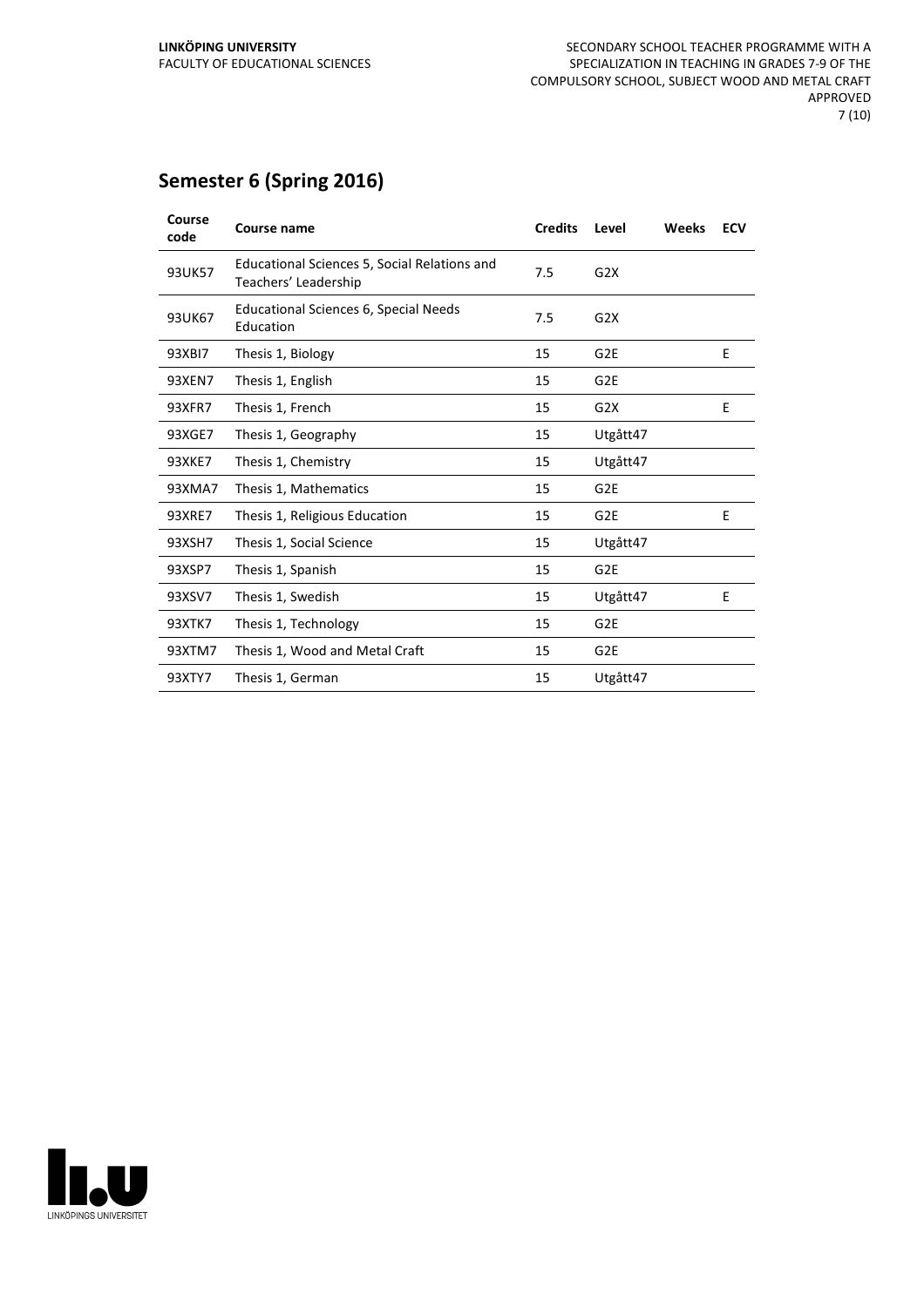## Semester 6 (Spring 2016)

| Course code | Course name | Credits | Level | Weeks | ECV |
|---|---|---|---|---|---|
| 93UK57 | Educational Sciences 5, Social Relations and Teachers' Leadership | 7.5 | G2X | | |
| 93UK67 | Educational Sciences 6, Special Needs Education | 7.5 | G2X | | |
| 93XBI7 | Thesis 1, Biology | 15 | G2E | | E |
| 93XEN7 | Thesis 1, English | 15 | G2E | | |
| 93XFR7 | Thesis 1, French | 15 | G2X | | E |
| 93XGE7 | Thesis 1, Geography | 15 | Utgått47 | | |
| 93XKE7 | Thesis 1, Chemistry | 15 | Utgått47 | | |
| 93XMA7 | Thesis 1, Mathematics | 15 | G2E | | |
| 93XRE7 | Thesis 1, Religious Education | 15 | G2E | | E |
| 93XSH7 | Thesis 1, Social Science | 15 | Utgått47 | | |
| 93XSP7 | Thesis 1, Spanish | 15 | G2E | | |
| 93XSV7 | Thesis 1, Swedish | 15 | Utgått47 | | E |
| 93XTK7 | Thesis 1, Technology | 15 | G2E | | |
| 93XTM7 | Thesis 1, Wood and Metal Craft | 15 | G2E | | |
| 93XTY7 | Thesis 1, German | 15 | Utgått47 | | |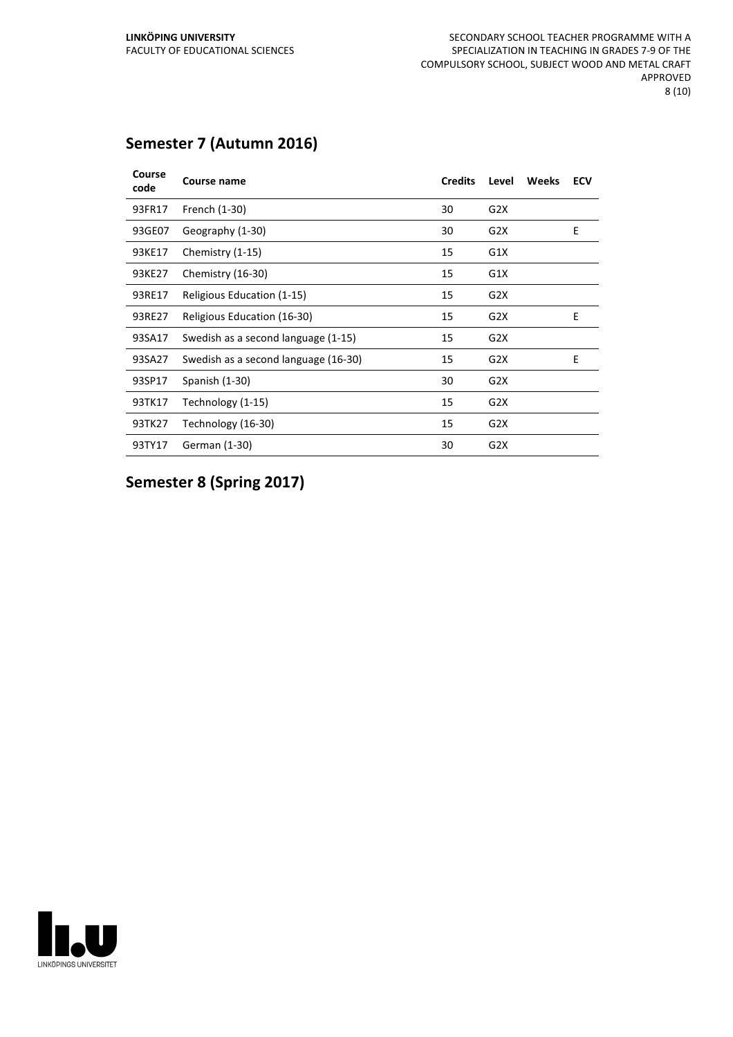## Semester 7 (Autumn 2016)

| Course code | Course name | Credits | Level | Weeks | ECV |
|---|---|---|---|---|---|
| 93FR17 | French (1-30) | 30 | G2X | | |
| 93GE07 | Geography (1-30) | 30 | G2X | | E |
| 93KE17 | Chemistry (1-15) | 15 | G1X | | |
| 93KE27 | Chemistry (16-30) | 15 | G1X | | |
| 93RE17 | Religious Education (1-15) | 15 | G2X | | |
| 93RE27 | Religious Education (16-30) | 15 | G2X | | E |
| 93SA17 | Swedish as a second language (1-15) | 15 | G2X | | |
| 93SA27 | Swedish as a second language (16-30) | 15 | G2X | | E |
| 93SP17 | Spanish (1-30) | 30 | G2X | | |
| 93TK17 | Technology (1-15) | 15 | G2X | | |
| 93TK27 | Technology (16-30) | 15 | G2X | | |
| 93TY17 | German (1-30) | 30 | G2X | | |

## Semester 8 (Spring 2017)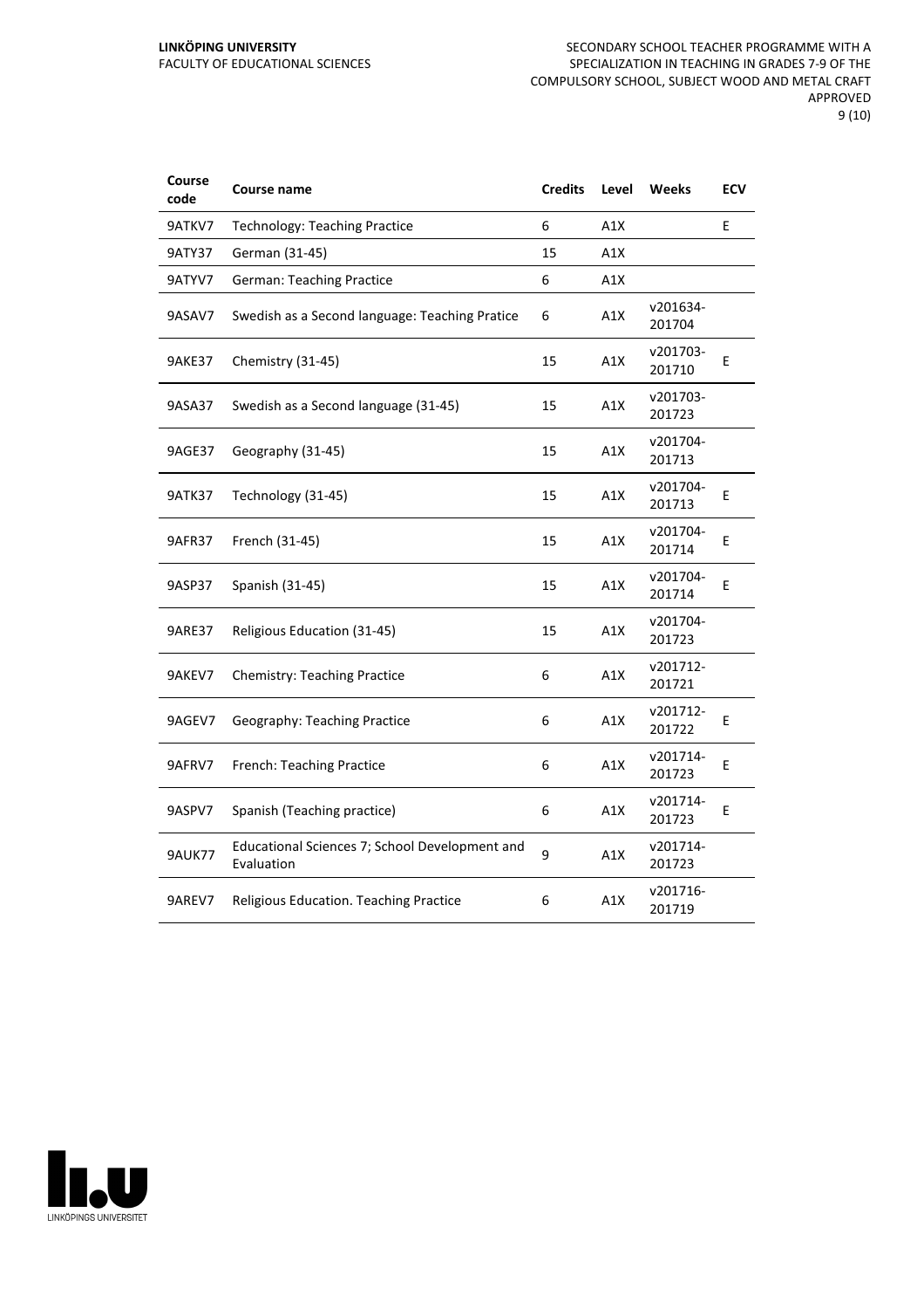| Course code | Course name | Credits | Level | Weeks | ECV |
|---|---|---|---|---|---|
| 9ATKV7 | Technology: Teaching Practice | 6 | A1X | | E |
| 9ATY37 | German (31-45) | 15 | A1X | | |
| 9ATYV7 | German: Teaching Practice | 6 | A1X | | |
| 9ASAV7 | Swedish as a Second language: Teaching Pratice | 6 | A1X | v201634-201704 | |
| 9AKE37 | Chemistry (31-45) | 15 | A1X | v201703-201710 | E |
| 9ASA37 | Swedish as a Second language (31-45) | 15 | A1X | v201703-201723 | |
| 9AGE37 | Geography (31-45) | 15 | A1X | v201704-201713 | |
| 9ATK37 | Technology (31-45) | 15 | A1X | v201704-201713 | E |
| 9AFR37 | French (31-45) | 15 | A1X | v201704-201714 | E |
| 9ASP37 | Spanish (31-45) | 15 | A1X | v201704-201714 | E |
| 9ARE37 | Religious Education (31-45) | 15 | A1X | v201704-201723 | |
| 9AKEV7 | Chemistry: Teaching Practice | 6 | A1X | v201712-201721 | |
| 9AGEV7 | Geography: Teaching Practice | 6 | A1X | v201712-201722 | E |
| 9AFRV7 | French: Teaching Practice | 6 | A1X | v201714-201723 | E |
| 9ASPV7 | Spanish (Teaching practice) | 6 | A1X | v201714-201723 | E |
| 9AUK77 | Educational Sciences 7; School Development and Evaluation | 9 | A1X | v201714-201723 | |
| 9AREV7 | Religious Education. Teaching Practice | 6 | A1X | v201716-201719 | |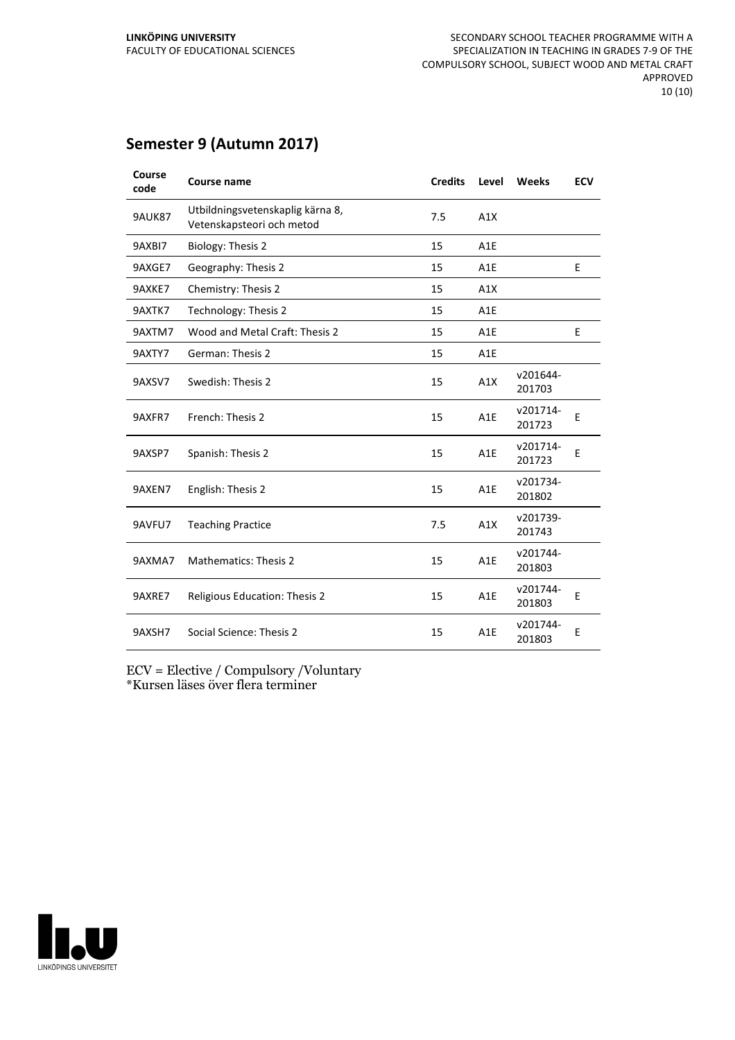## Semester 9 (Autumn 2017)

| Course code | Course name | Credits | Level | Weeks | ECV |
|---|---|---|---|---|---|
| 9AUK87 | Utbildningsvetenskaplig kärna 8, Vetenskapsteori och metod | 7.5 | A1X | | |
| 9AXBI7 | Biology: Thesis 2 | 15 | A1E | | |
| 9AXGE7 | Geography: Thesis 2 | 15 | A1E | | E |
| 9AXKE7 | Chemistry: Thesis 2 | 15 | A1X | | |
| 9AXTK7 | Technology: Thesis 2 | 15 | A1E | | |
| 9AXTM7 | Wood and Metal Craft: Thesis 2 | 15 | A1E | | E |
| 9AXTY7 | German: Thesis 2 | 15 | A1E | | |
| 9AXSV7 | Swedish: Thesis 2 | 15 | A1X | v201644-201703 | |
| 9AXFR7 | French: Thesis 2 | 15 | A1E | v201714-201723 | E |
| 9AXSP7 | Spanish: Thesis 2 | 15 | A1E | v201714-201723 | E |
| 9AXEN7 | English: Thesis 2 | 15 | A1E | v201734-201802 | |
| 9AVFU7 | Teaching Practice | 7.5 | A1X | v201739-201743 | |
| 9AXMA7 | Mathematics: Thesis 2 | 15 | A1E | v201744-201803 | |
| 9AXRE7 | Religious Education: Thesis 2 | 15 | A1E | v201744-201803 | E |
| 9AXSH7 | Social Science: Thesis 2 | 15 | A1E | v201744-201803 | E |

ECV = Elective / Compulsory /Voluntary
*Kursen läses över flera terminer